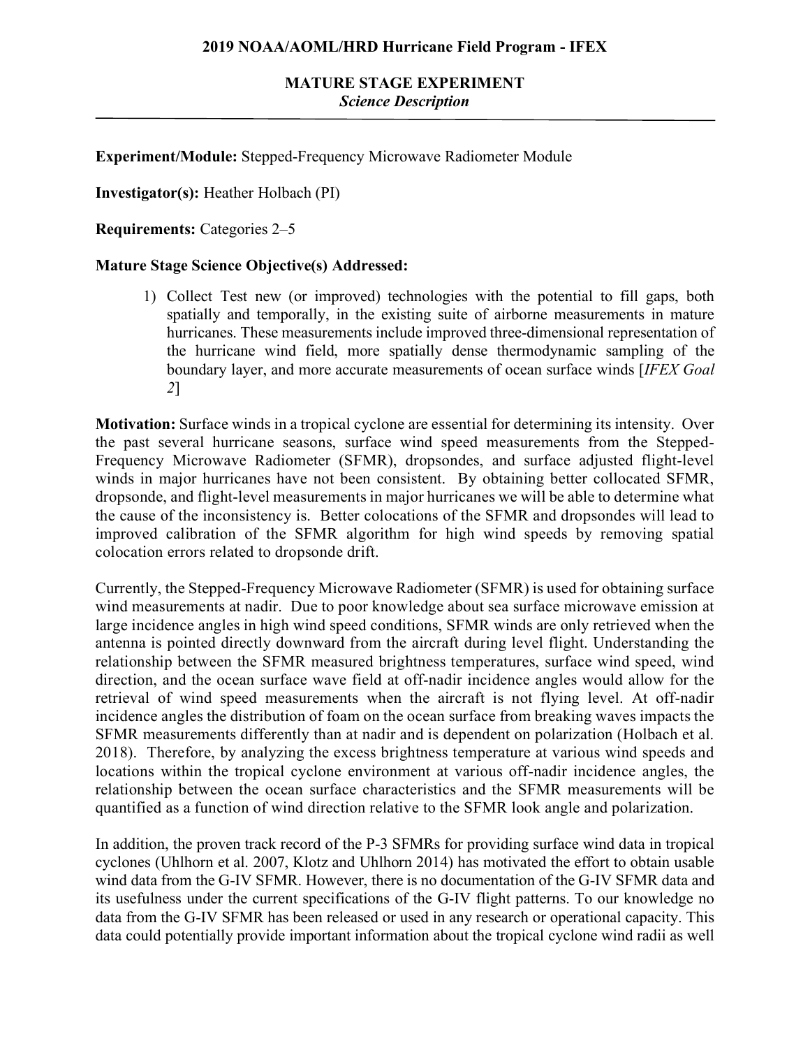**2019 NOAA/AOML/HRD Hurricane Field Program - IFEX**

**MATURE STAGE EXPERIMENT**
***Science Description***

---

**Experiment/Module:** Stepped-Frequency Microwave Radiometer Module

**Investigator(s):** Heather Holbach (PI)

**Requirements:** Categories 2–5

**Mature Stage Science Objective(s) Addressed:**

1) Collect Test new (or improved) technologies with the potential to fill gaps, both spatially and temporally, in the existing suite of airborne measurements in mature hurricanes. These measurements include improved three-dimensional representation of the hurricane wind field, more spatially dense thermodynamic sampling of the boundary layer, and more accurate measurements of ocean surface winds [*IFEX Goal 2*]

**Motivation:** Surface winds in a tropical cyclone are essential for determining its intensity. Over the past several hurricane seasons, surface wind speed measurements from the Stepped-Frequency Microwave Radiometer (SFMR), dropsondes, and surface adjusted flight-level winds in major hurricanes have not been consistent. By obtaining better collocated SFMR, dropsonde, and flight-level measurements in major hurricanes we will be able to determine what the cause of the inconsistency is. Better colocations of the SFMR and dropsondes will lead to improved calibration of the SFMR algorithm for high wind speeds by removing spatial colocation errors related to dropsonde drift.

Currently, the Stepped-Frequency Microwave Radiometer (SFMR) is used for obtaining surface wind measurements at nadir. Due to poor knowledge about sea surface microwave emission at large incidence angles in high wind speed conditions, SFMR winds are only retrieved when the antenna is pointed directly downward from the aircraft during level flight. Understanding the relationship between the SFMR measured brightness temperatures, surface wind speed, wind direction, and the ocean surface wave field at off-nadir incidence angles would allow for the retrieval of wind speed measurements when the aircraft is not flying level. At off-nadir incidence angles the distribution of foam on the ocean surface from breaking waves impacts the SFMR measurements differently than at nadir and is dependent on polarization (Holbach et al. 2018). Therefore, by analyzing the excess brightness temperature at various wind speeds and locations within the tropical cyclone environment at various off-nadir incidence angles, the relationship between the ocean surface characteristics and the SFMR measurements will be quantified as a function of wind direction relative to the SFMR look angle and polarization.

In addition, the proven track record of the P-3 SFMRs for providing surface wind data in tropical cyclones (Uhlhorn et al. 2007, Klotz and Uhlhorn 2014) has motivated the effort to obtain usable wind data from the G-IV SFMR. However, there is no documentation of the G-IV SFMR data and its usefulness under the current specifications of the G-IV flight patterns. To our knowledge no data from the G-IV SFMR has been released or used in any research or operational capacity. This data could potentially provide important information about the tropical cyclone wind radii as well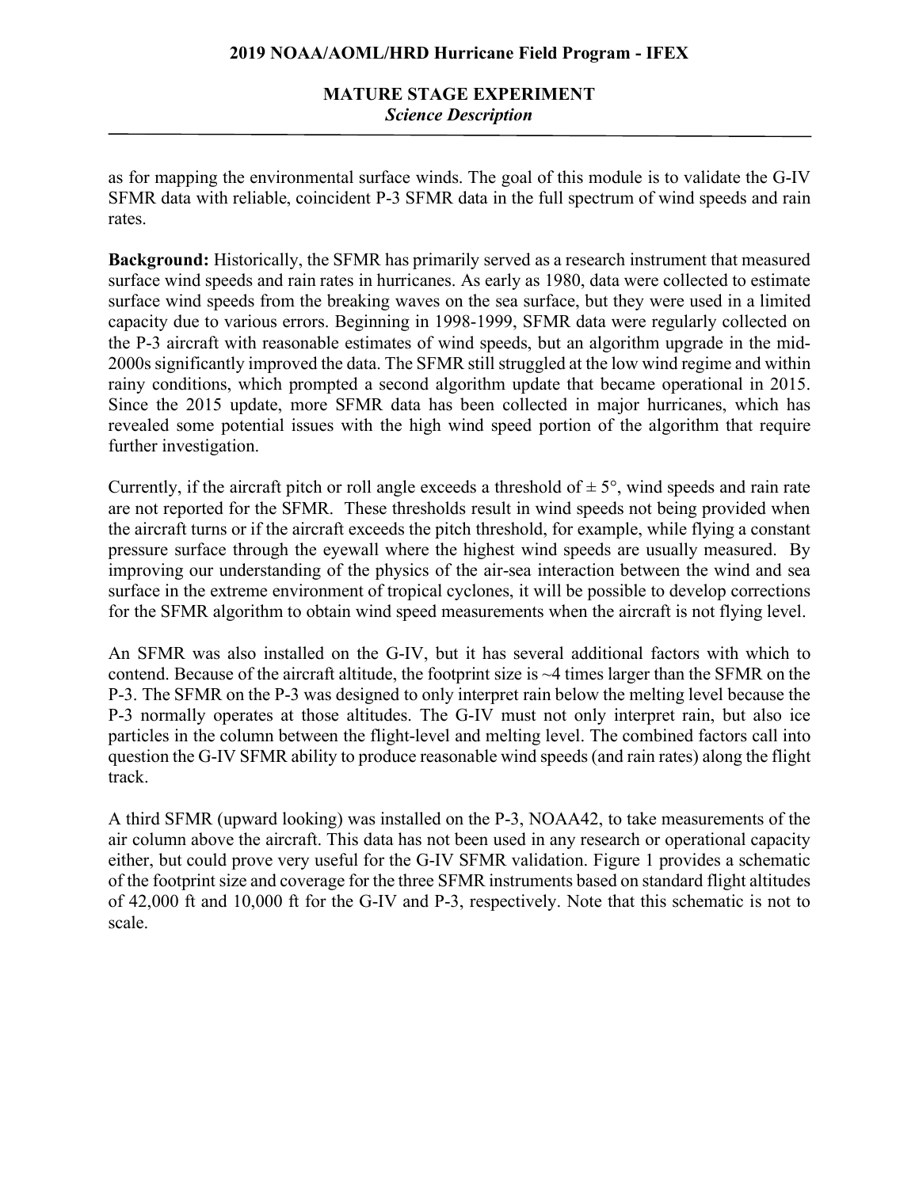as for mapping the environmental surface winds. The goal of this module is to validate the G-IV SFMR data with reliable, coincident P-3 SFMR data in the full spectrum of wind speeds and rain rates.

**Background:** Historically, the SFMR has primarily served as a research instrument that measured surface wind speeds and rain rates in hurricanes. As early as 1980, data were collected to estimate surface wind speeds from the breaking waves on the sea surface, but they were used in a limited capacity due to various errors. Beginning in 1998-1999, SFMR data were regularly collected on the P-3 aircraft with reasonable estimates of wind speeds, but an algorithm upgrade in the mid-2000s significantly improved the data. The SFMR still struggled at the low wind regime and within rainy conditions, which prompted a second algorithm update that became operational in 2015. Since the 2015 update, more SFMR data has been collected in major hurricanes, which has revealed some potential issues with the high wind speed portion of the algorithm that require further investigation.

Currently, if the aircraft pitch or roll angle exceeds a threshold of $\pm 5°$, wind speeds and rain rate are not reported for the SFMR. These thresholds result in wind speeds not being provided when the aircraft turns or if the aircraft exceeds the pitch threshold, for example, while flying a constant pressure surface through the eyewall where the highest wind speeds are usually measured. By improving our understanding of the physics of the air-sea interaction between the wind and sea surface in the extreme environment of tropical cyclones, it will be possible to develop corrections for the SFMR algorithm to obtain wind speed measurements when the aircraft is not flying level.

An SFMR was also installed on the G-IV, but it has several additional factors with which to contend. Because of the aircraft altitude, the footprint size is ~4 times larger than the SFMR on the P-3. The SFMR on the P-3 was designed to only interpret rain below the melting level because the P-3 normally operates at those altitudes. The G-IV must not only interpret rain, but also ice particles in the column between the flight-level and melting level. The combined factors call into question the G-IV SFMR ability to produce reasonable wind speeds (and rain rates) along the flight track.

A third SFMR (upward looking) was installed on the P-3, NOAA42, to take measurements of the air column above the aircraft. This data has not been used in any research or operational capacity either, but could prove very useful for the G-IV SFMR validation. Figure 1 provides a schematic of the footprint size and coverage for the three SFMR instruments based on standard flight altitudes of 42,000 ft and 10,000 ft for the G-IV and P-3, respectively. Note that this schematic is not to scale.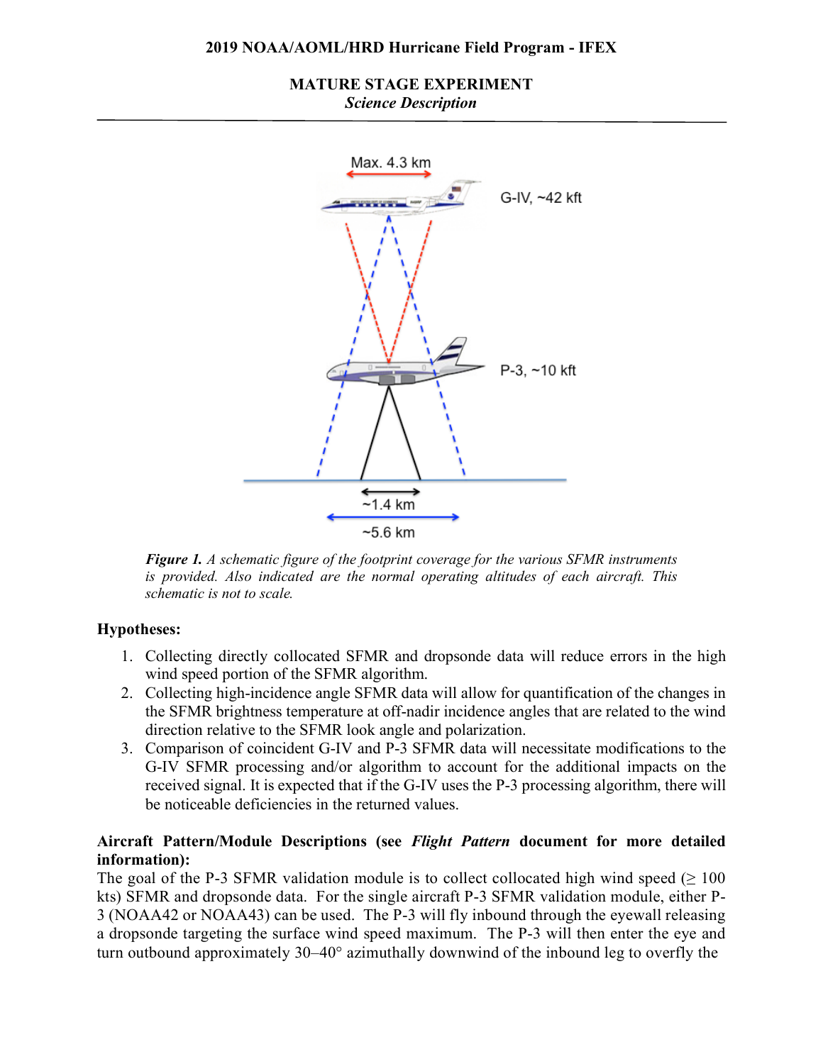# MATURE STAGE EXPERIMENT

*Science Description*

*Figure 1. A schematic figure of the footprint coverage for the various SFMR instruments is provided. Also indicated are the normal operating altitudes of each aircraft. This schematic is not to scale.*

**Hypotheses:**

1. Collecting directly collocated SFMR and dropsonde data will reduce errors in the high wind speed portion of the SFMR algorithm.
2. Collecting high-incidence angle SFMR data will allow for quantification of the changes in the SFMR brightness temperature at off-nadir incidence angles that are related to the wind direction relative to the SFMR look angle and polarization.
3. Comparison of coincident G-IV and P-3 SFMR data will necessitate modifications to the G-IV SFMR processing and/or algorithm to account for the additional impacts on the received signal. It is expected that if the G-IV uses the P-3 processing algorithm, there will be noticeable deficiencies in the returned values.

**Aircraft Pattern/Module Descriptions (see *Flight Pattern* document for more detailed information):**

The goal of the P-3 SFMR validation module is to collect collocated high wind speed (≥ 100 kts) SFMR and dropsonde data. For the single aircraft P-3 SFMR validation module, either P-3 (NOAA42 or NOAA43) can be used. The P-3 will fly inbound through the eyewall releasing a dropsonde targeting the surface wind speed maximum. The P-3 will then enter the eye and turn outbound approximately 30–40° azimuthally downwind of the inbound leg to overfly the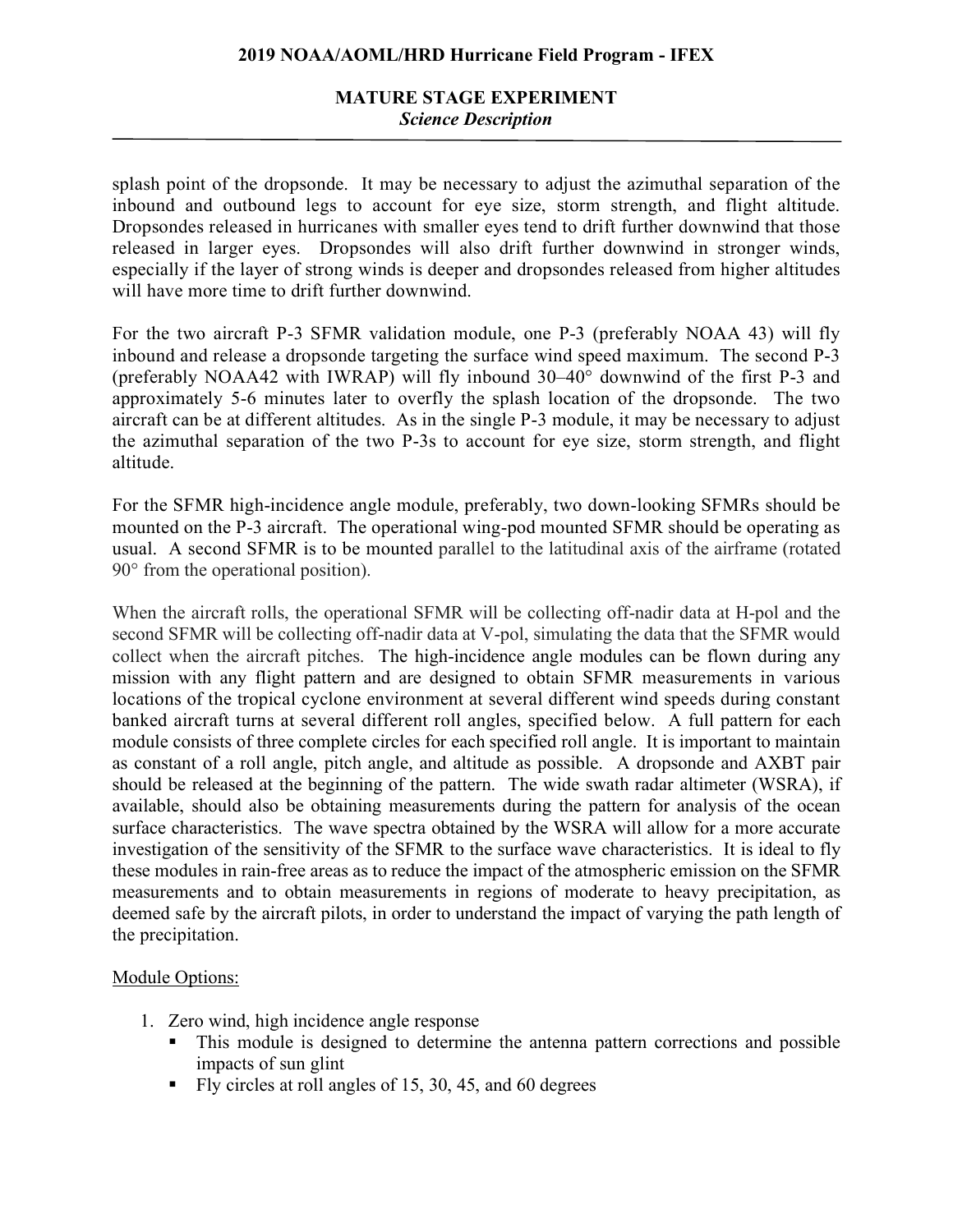splash point of the dropsonde. It may be necessary to adjust the azimuthal separation of the inbound and outbound legs to account for eye size, storm strength, and flight altitude. Dropsondes released in hurricanes with smaller eyes tend to drift further downwind that those released in larger eyes. Dropsondes will also drift further downwind in stronger winds, especially if the layer of strong winds is deeper and dropsondes released from higher altitudes will have more time to drift further downwind.

For the two aircraft P-3 SFMR validation module, one P-3 (preferably NOAA 43) will fly inbound and release a dropsonde targeting the surface wind speed maximum. The second P-3 (preferably NOAA42 with IWRAP) will fly inbound 30–40° downwind of the first P-3 and approximately 5-6 minutes later to overfly the splash location of the dropsonde. The two aircraft can be at different altitudes. As in the single P-3 module, it may be necessary to adjust the azimuthal separation of the two P-3s to account for eye size, storm strength, and flight altitude.

For the SFMR high-incidence angle module, preferably, two down-looking SFMRs should be mounted on the P-3 aircraft. The operational wing-pod mounted SFMR should be operating as usual. A second SFMR is to be mounted parallel to the latitudinal axis of the airframe (rotated 90° from the operational position).

When the aircraft rolls, the operational SFMR will be collecting off-nadir data at H-pol and the second SFMR will be collecting off-nadir data at V-pol, simulating the data that the SFMR would collect when the aircraft pitches. The high-incidence angle modules can be flown during any mission with any flight pattern and are designed to obtain SFMR measurements in various locations of the tropical cyclone environment at several different wind speeds during constant banked aircraft turns at several different roll angles, specified below. A full pattern for each module consists of three complete circles for each specified roll angle. It is important to maintain as constant of a roll angle, pitch angle, and altitude as possible. A dropsonde and AXBT pair should be released at the beginning of the pattern. The wide swath radar altimeter (WSRA), if available, should also be obtaining measurements during the pattern for analysis of the ocean surface characteristics. The wave spectra obtained by the WSRA will allow for a more accurate investigation of the sensitivity of the SFMR to the surface wave characteristics. It is ideal to fly these modules in rain-free areas as to reduce the impact of the atmospheric emission on the SFMR measurements and to obtain measurements in regions of moderate to heavy precipitation, as deemed safe by the aircraft pilots, in order to understand the impact of varying the path length of the precipitation.

Module Options:

1. Zero wind, high incidence angle response
   - This module is designed to determine the antenna pattern corrections and possible impacts of sun glint
   - Fly circles at roll angles of 15, 30, 45, and 60 degrees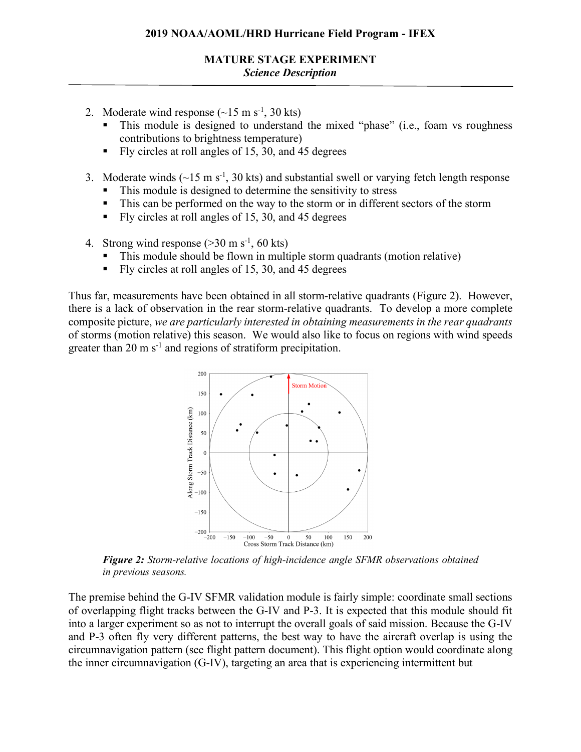2. Moderate wind response (~15 m s$^{-1}$, 30 kts)
   - This module is designed to understand the mixed "phase" (i.e., foam vs roughness contributions to brightness temperature)
   - Fly circles at roll angles of 15, 30, and 45 degrees

3. Moderate winds (~15 m s$^{-1}$, 30 kts) and substantial swell or varying fetch length response
   - This module is designed to determine the sensitivity to stress
   - This can be performed on the way to the storm or in different sectors of the storm
   - Fly circles at roll angles of 15, 30, and 45 degrees

4. Strong wind response (>30 m s$^{-1}$, 60 kts)
   - This module should be flown in multiple storm quadrants (motion relative)
   - Fly circles at roll angles of 15, 30, and 45 degrees

Thus far, measurements have been obtained in all storm-relative quadrants (Figure 2). However, there is a lack of observation in the rear storm-relative quadrants. To develop a more complete composite picture, *we are particularly interested in obtaining measurements in the rear quadrants* of storms (motion relative) this season. We would also like to focus on regions with wind speeds greater than 20 m s$^{-1}$ and regions of stratiform precipitation.

***Figure 2:*** *Storm-relative locations of high-incidence angle SFMR observations obtained in previous seasons.*

The premise behind the G-IV SFMR validation module is fairly simple: coordinate small sections of overlapping flight tracks between the G-IV and P-3. It is expected that this module should fit into a larger experiment so as not to interrupt the overall goals of said mission. Because the G-IV and P-3 often fly very different patterns, the best way to have the aircraft overlap is using the circumnavigation pattern (see flight pattern document). This flight option would coordinate along the inner circumnavigation (G-IV), targeting an area that is experiencing intermittent but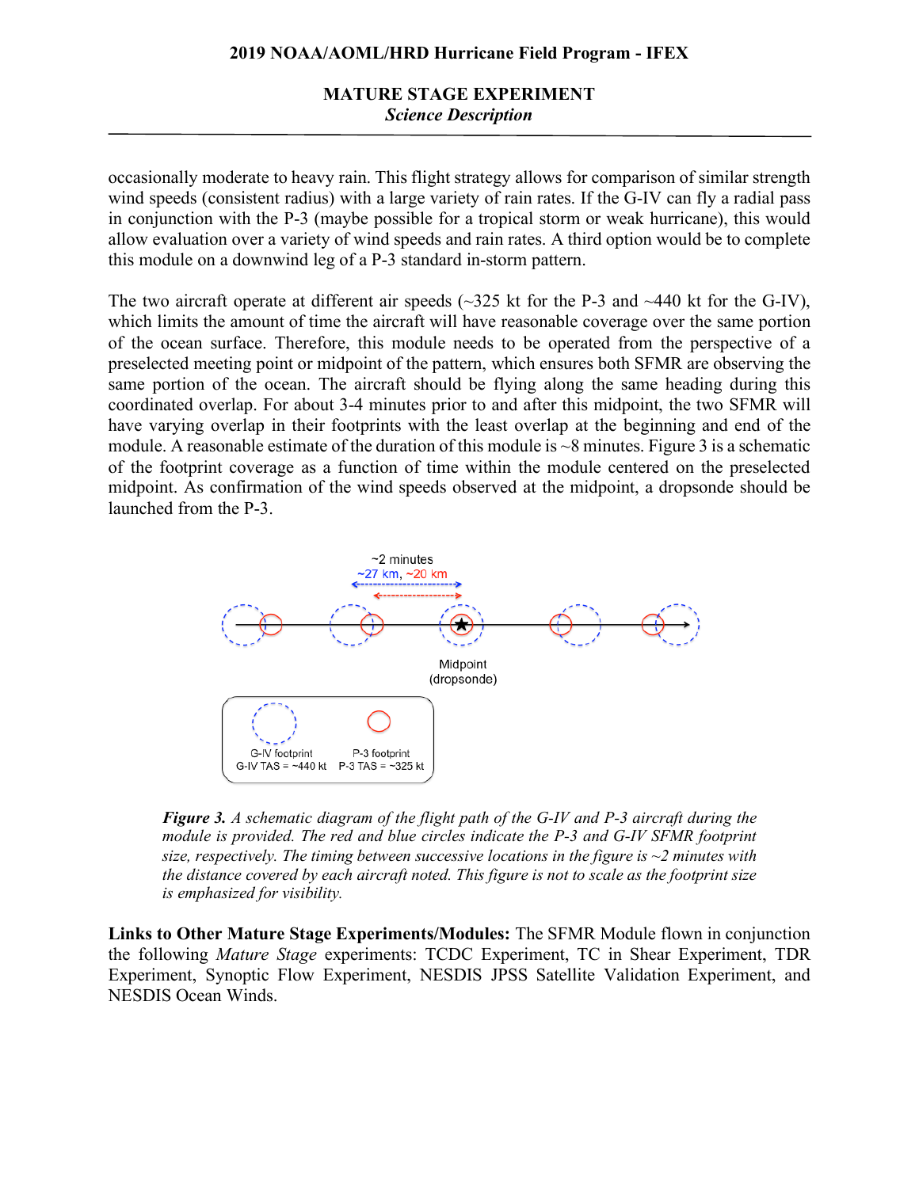occasionally moderate to heavy rain. This flight strategy allows for comparison of similar strength wind speeds (consistent radius) with a large variety of rain rates. If the G-IV can fly a radial pass in conjunction with the P-3 (maybe possible for a tropical storm or weak hurricane), this would allow evaluation over a variety of wind speeds and rain rates. A third option would be to complete this module on a downwind leg of a P-3 standard in-storm pattern.

The two aircraft operate at different air speeds (~325 kt for the P-3 and ~440 kt for the G-IV), which limits the amount of time the aircraft will have reasonable coverage over the same portion of the ocean surface. Therefore, this module needs to be operated from the perspective of a preselected meeting point or midpoint of the pattern, which ensures both SFMR are observing the same portion of the ocean. The aircraft should be flying along the same heading during this coordinated overlap. For about 3-4 minutes prior to and after this midpoint, the two SFMR will have varying overlap in their footprints with the least overlap at the beginning and end of the module. A reasonable estimate of the duration of this module is ~8 minutes. Figure 3 is a schematic of the footprint coverage as a function of time within the module centered on the preselected midpoint. As confirmation of the wind speeds observed at the midpoint, a dropsonde should be launched from the P-3.

~2 minutes
~27 km, ~20 km

Midpoint
(dropsonde)

G-IV footprint
G-IV TAS = ~440 kt

P-3 footprint
P-3 TAS = ~325 kt

***Figure 3.*** *A schematic diagram of the flight path of the G-IV and P-3 aircraft during the module is provided. The red and blue circles indicate the P-3 and G-IV SFMR footprint size, respectively. The timing between successive locations in the figure is ~2 minutes with the distance covered by each aircraft noted. This figure is not to scale as the footprint size is emphasized for visibility.*

**Links to Other Mature Stage Experiments/Modules:** The SFMR Module flown in conjunction the following *Mature Stage* experiments: TCDC Experiment, TC in Shear Experiment, TDR Experiment, Synoptic Flow Experiment, NESDIS JPSS Satellite Validation Experiment, and NESDIS Ocean Winds.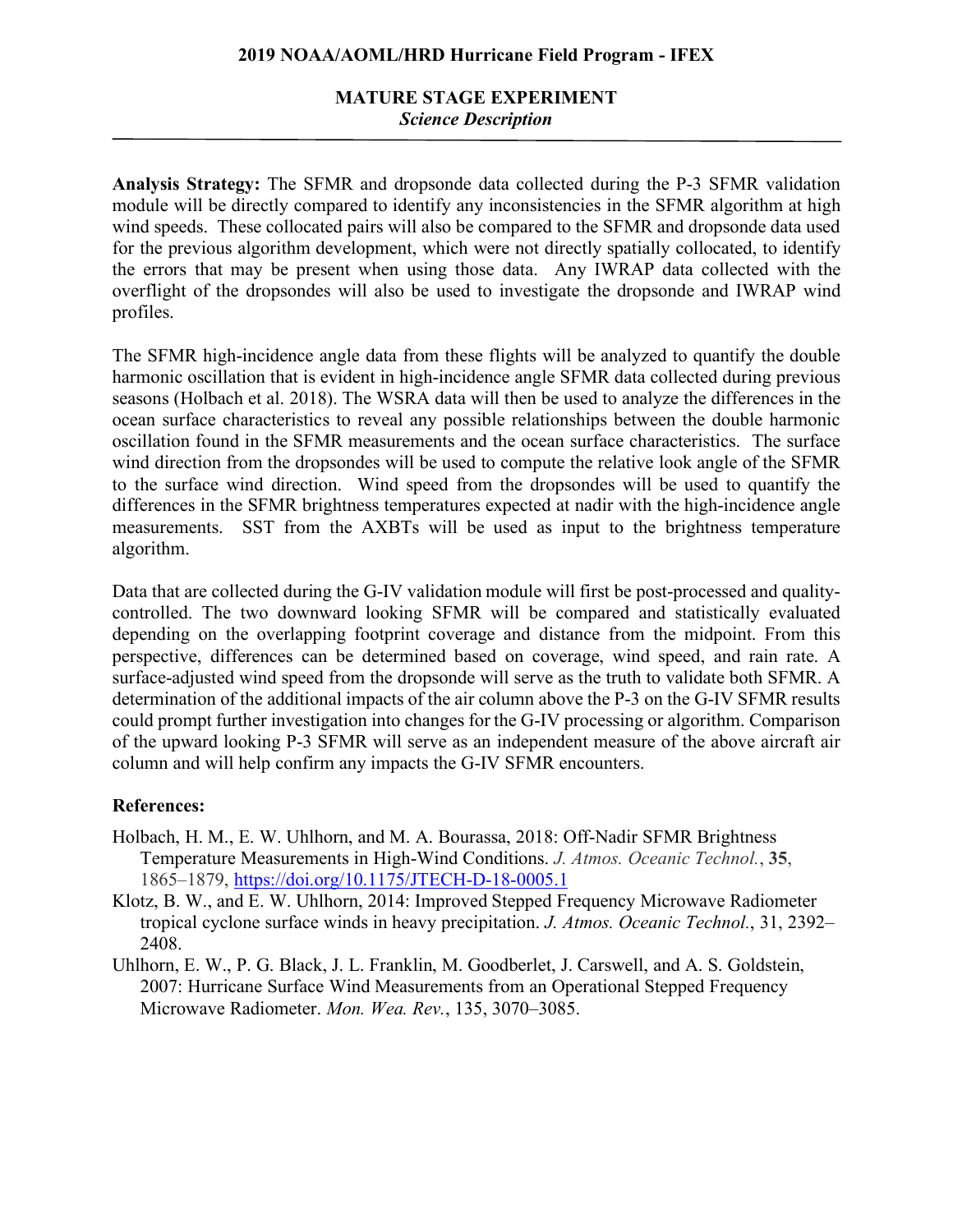## MATURE STAGE EXPERIMENT

*Science Description*

**Analysis Strategy:** The SFMR and dropsonde data collected during the P-3 SFMR validation module will be directly compared to identify any inconsistencies in the SFMR algorithm at high wind speeds. These collocated pairs will also be compared to the SFMR and dropsonde data used for the previous algorithm development, which were not directly spatially collocated, to identify the errors that may be present when using those data. Any IWRAP data collected with the overflight of the dropsondes will also be used to investigate the dropsonde and IWRAP wind profiles.

The SFMR high-incidence angle data from these flights will be analyzed to quantify the double harmonic oscillation that is evident in high-incidence angle SFMR data collected during previous seasons (Holbach et al. 2018). The WSRA data will then be used to analyze the differences in the ocean surface characteristics to reveal any possible relationships between the double harmonic oscillation found in the SFMR measurements and the ocean surface characteristics. The surface wind direction from the dropsondes will be used to compute the relative look angle of the SFMR to the surface wind direction. Wind speed from the dropsondes will be used to quantify the differences in the SFMR brightness temperatures expected at nadir with the high-incidence angle measurements. SST from the AXBTs will be used as input to the brightness temperature algorithm.

Data that are collected during the G-IV validation module will first be post-processed and quality-controlled. The two downward looking SFMR will be compared and statistically evaluated depending on the overlapping footprint coverage and distance from the midpoint. From this perspective, differences can be determined based on coverage, wind speed, and rain rate. A surface-adjusted wind speed from the dropsonde will serve as the truth to validate both SFMR. A determination of the additional impacts of the air column above the P-3 on the G-IV SFMR results could prompt further investigation into changes for the G-IV processing or algorithm. Comparison of the upward looking P-3 SFMR will serve as an independent measure of the above aircraft air column and will help confirm any impacts the G-IV SFMR encounters.

**References:**

Holbach, H. M., E. W. Uhlhorn, and M. A. Bourassa, 2018: Off-Nadir SFMR Brightness Temperature Measurements in High-Wind Conditions. *J. Atmos. Oceanic Technol.*, **35**, 1865–1879, https://doi.org/10.1175/JTECH-D-18-0005.1

Klotz, B. W., and E. W. Uhlhorn, 2014: Improved Stepped Frequency Microwave Radiometer tropical cyclone surface winds in heavy precipitation. *J. Atmos. Oceanic Technol.*, 31, 2392–2408.

Uhlhorn, E. W., P. G. Black, J. L. Franklin, M. Goodberlet, J. Carswell, and A. S. Goldstein, 2007: Hurricane Surface Wind Measurements from an Operational Stepped Frequency Microwave Radiometer. *Mon. Wea. Rev.*, 135, 3070–3085.